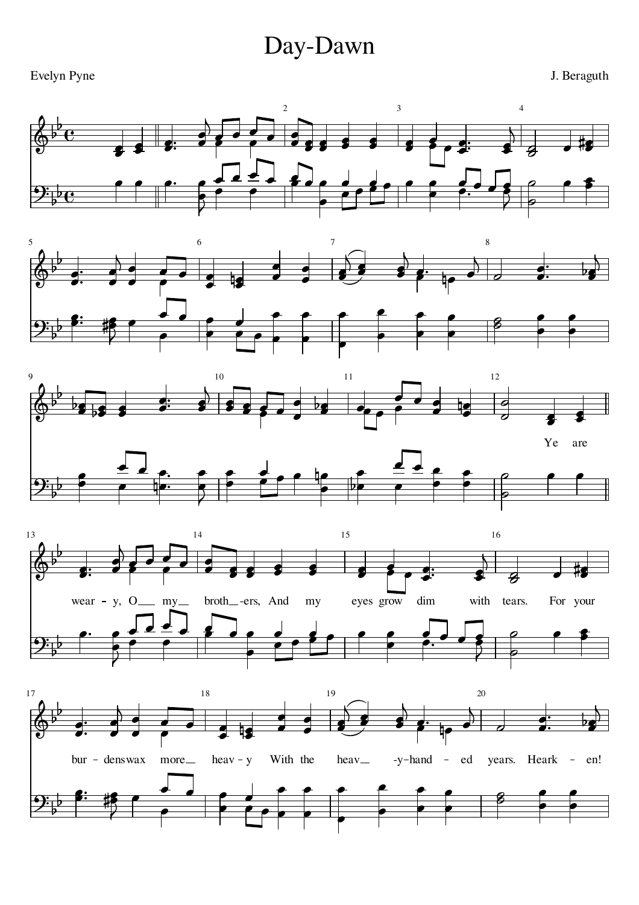# Day-Dawn

Evelyn Pyne

J. Beraguth

Ye are wear - y, O my broth - -ers, And my eyes grow dim with tears. For your bur - dens wax more heav - y With the heav - -y-hand - ed years. Heark - en!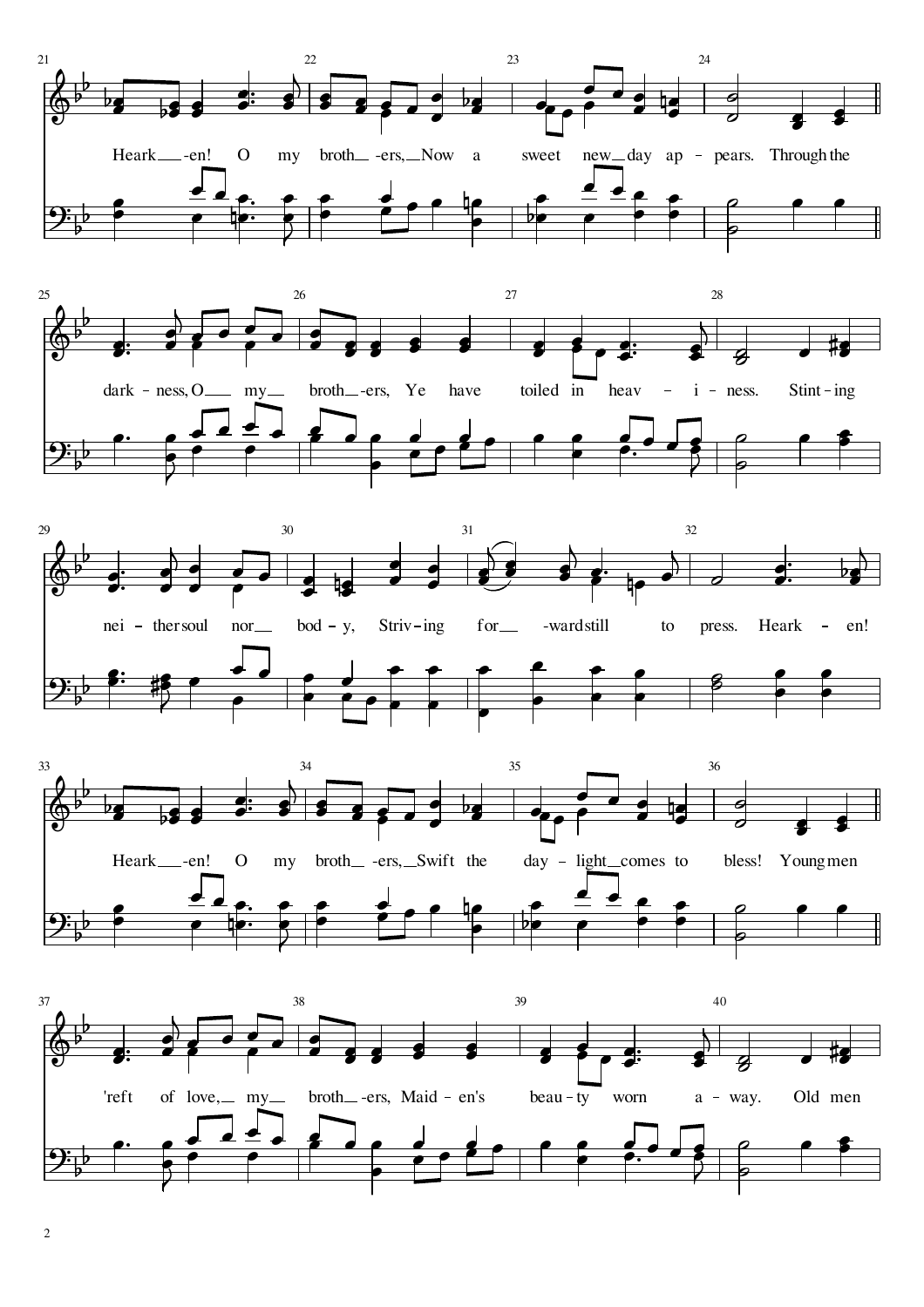Hearken! O my brothers, Now a sweet new day appears. Through the

darkness, O my brothers, Ye have toiled in heaviness. Stinting

neither soul nor body, Striving forward still to press. Hearken!

Hearken! O my brothers, Swift the daylight comes to bless! Young men

'reft of love, my brothers, Maiden's beauty worn away. Old men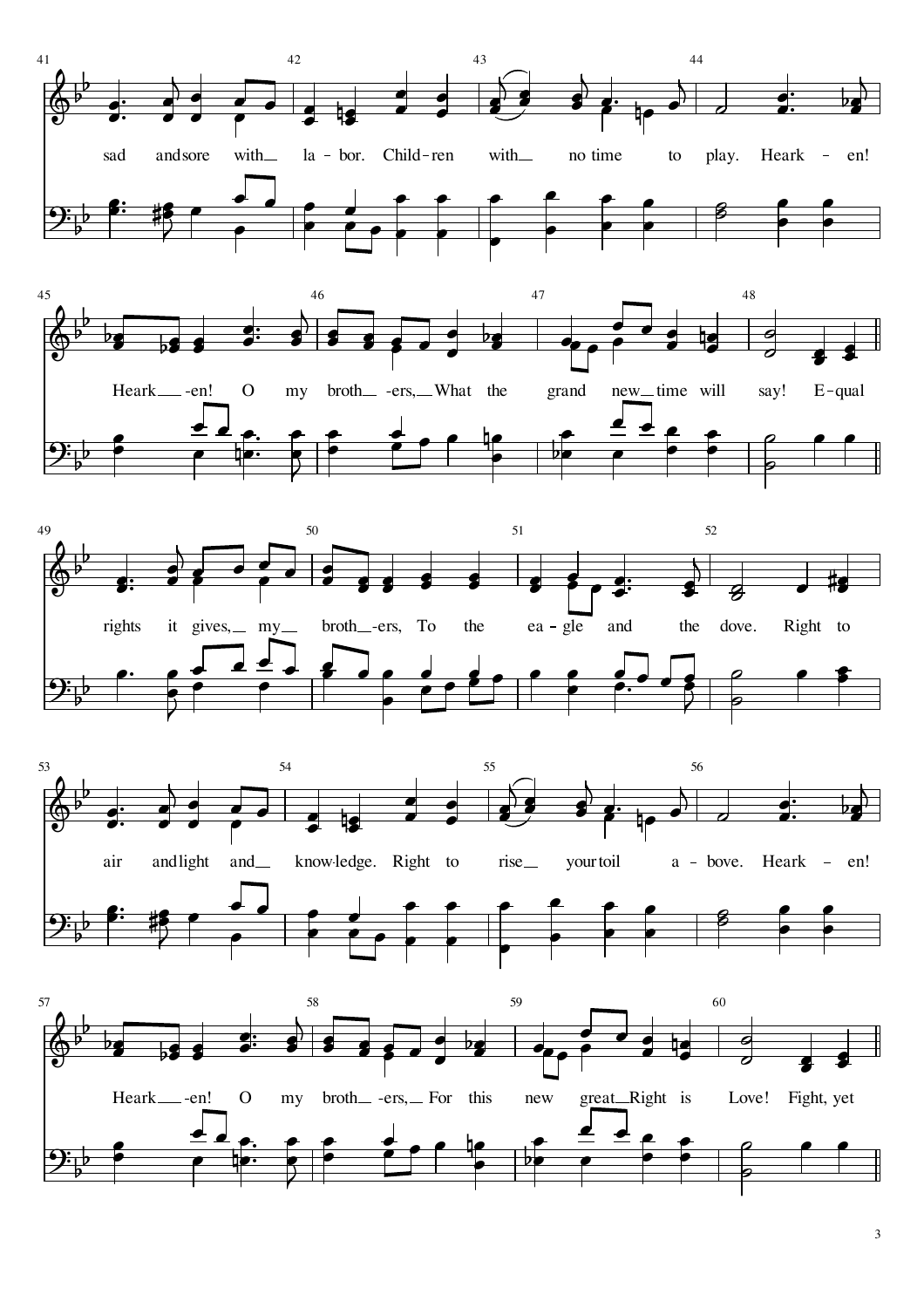sad and sore with__ la - bor. Child - ren with__ no time to play. Heark - en!

Heark__ -en! O my broth__ -ers,__ What the grand new__ time will say! E - qual

rights it gives,__ my__ broth__ -ers, To the ea - gle and the dove. Right to

air and light and__ know-ledge. Right to rise__ your toil a - bove. Heark - en!

Heark__ -en! O my broth__ -ers,__ For this new great__ Right is Love! Fight, yet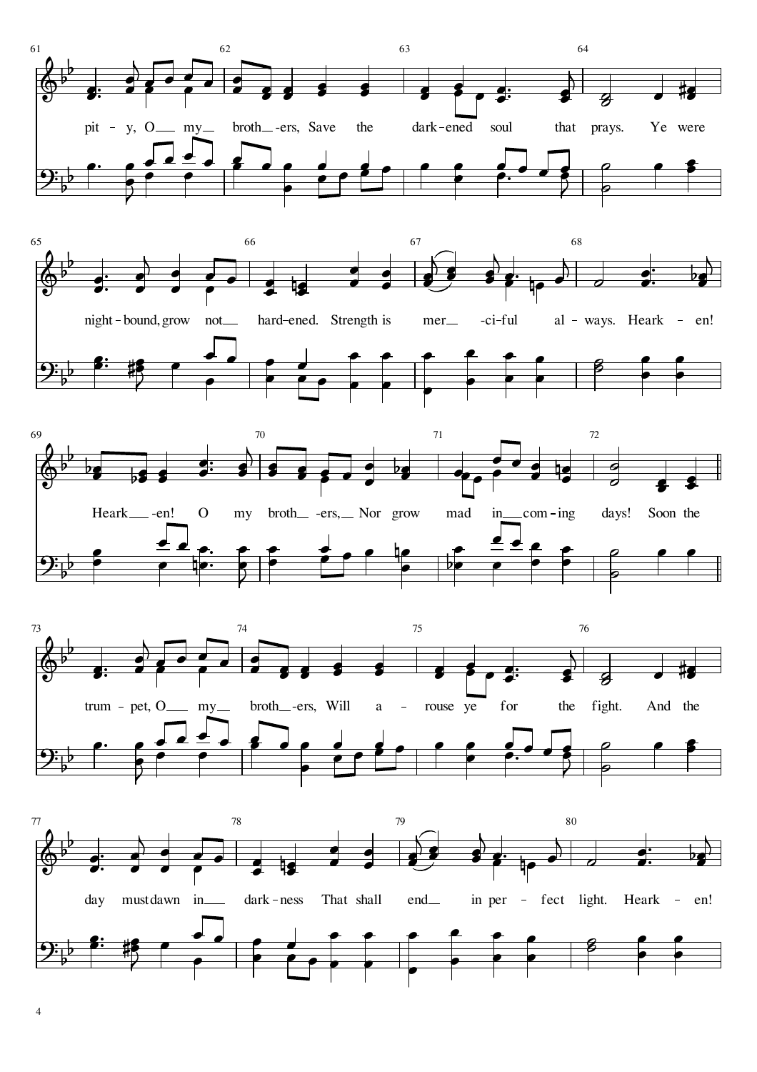61 62 63 64

pit - y, O my broth - ers, Save the dark - ened soul that prays. Ye were

65 66 67 68

night - bound, grow not hard - ened. Strength is mer - ci - ful al - ways. Heark - en!

69 70 71 72

Heark - en! O my broth - ers, Nor grow mad in com - ing days! Soon the

73 74 75 76

trum - pet, O my broth - ers, Will a - rouse ye for the fight. And the

77 78 79 80

day must dawn in dark - ness That shall end in per - fect light. Heark - en!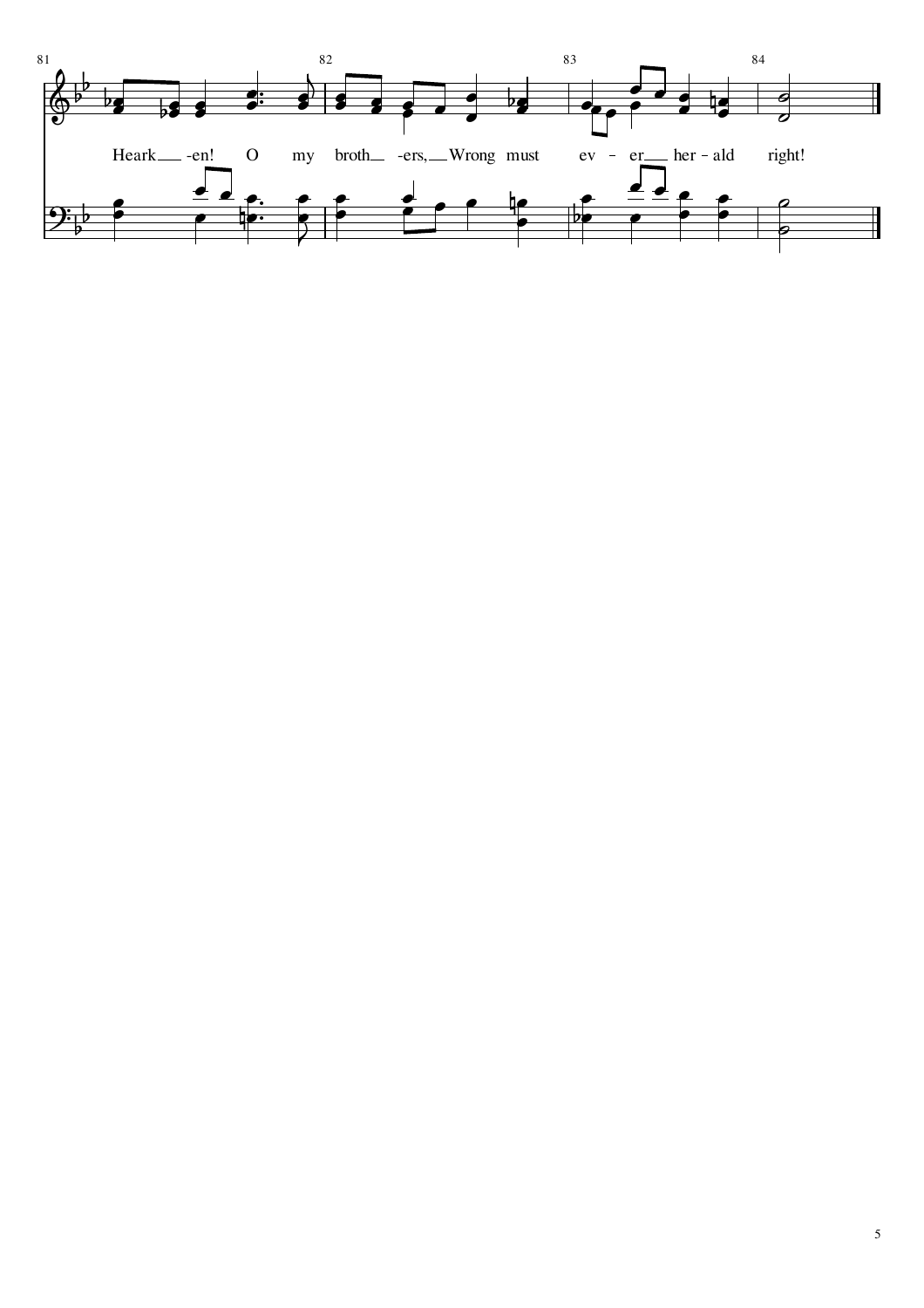Heark — -en! O my broth — -ers, — Wrong must ev - er — her - ald right!